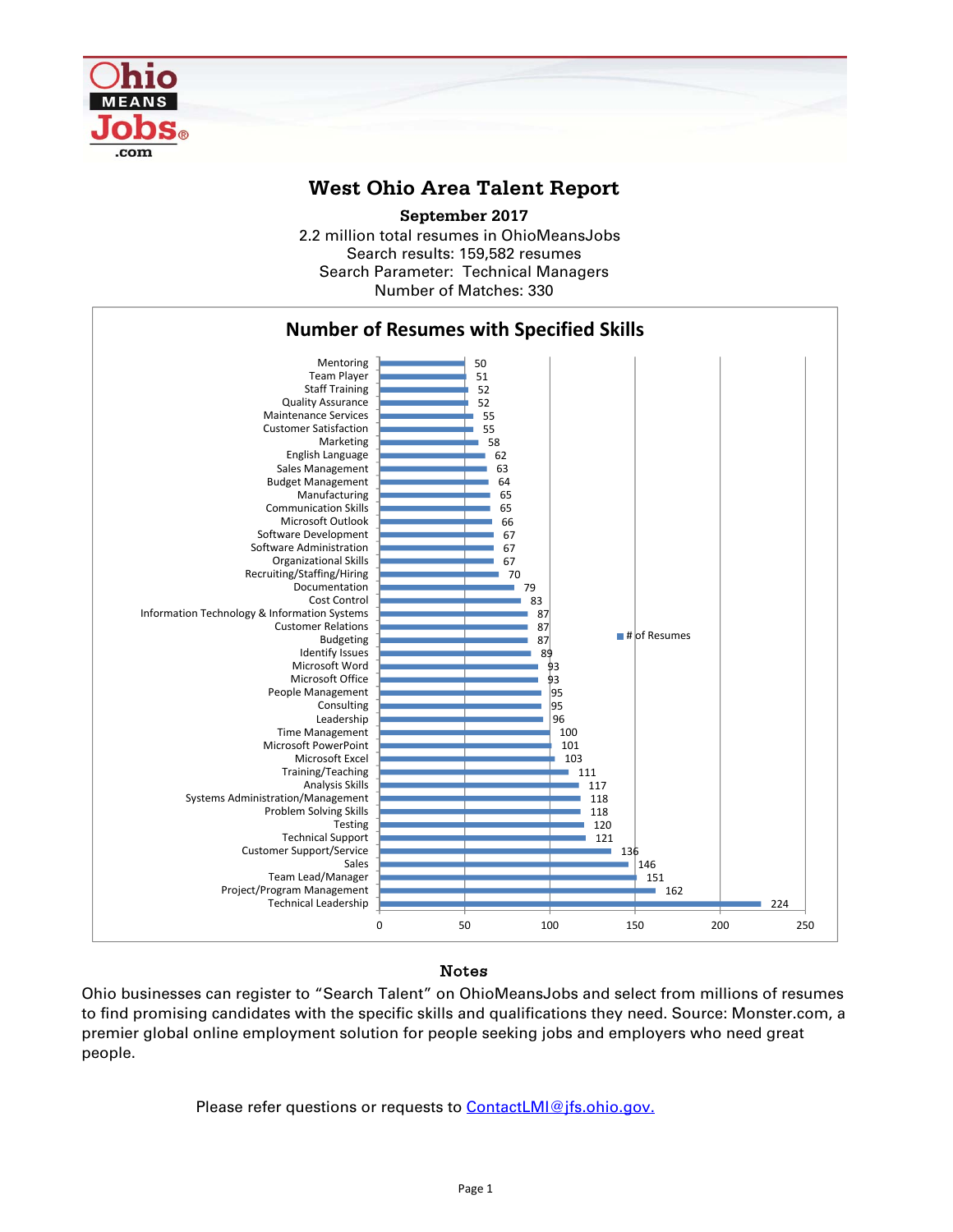# West Ohio Area Talent Report

**September 2017**

2.2 million total resumes in OhioMeansJobs
Search results: 159,582 resumes
Search Parameter: Technical Managers
Number of Matches: 330

## Number of Resumes with Specified Skills

| Skill | # of Resumes |
|---|---|
| Mentoring | 50 |
| Team Player | 51 |
| Staff Training | 52 |
| Quality Assurance | 52 |
| Maintenance Services | 55 |
| Customer Satisfaction | 55 |
| Marketing | 58 |
| English Language | 62 |
| Sales Management | 63 |
| Budget Management | 64 |
| Manufacturing | 65 |
| Communication Skills | 65 |
| Microsoft Outlook | 66 |
| Software Development | 67 |
| Software Administration | 67 |
| Organizational Skills | 67 |
| Recruiting/Staffing/Hiring | 70 |
| Documentation | 79 |
| Cost Control | 83 |
| Information Technology & Information Systems | 87 |
| Customer Relations | 87 |
| Budgeting | 87 |
| Identify Issues | 89 |
| Microsoft Word | 93 |
| Microsoft Office | 93 |
| People Management | 95 |
| Consulting | 95 |
| Leadership | 96 |
| Time Management | 100 |
| Microsoft PowerPoint | 101 |
| Microsoft Excel | 103 |
| Training/Teaching | 111 |
| Analysis Skills | 117 |
| Systems Administration/Management | 118 |
| Problem Solving Skills | 118 |
| Testing | 120 |
| Technical Support | 121 |
| Customer Support/Service | 136 |
| Sales | 146 |
| Team Lead/Manager | 151 |
| Project/Program Management | 162 |
| Technical Leadership | 224 |

### Notes

Ohio businesses can register to "Search Talent" on OhioMeansJobs and select from millions of resumes to find promising candidates with the specific skills and qualifications they need. Source: Monster.com, a premier global online employment solution for people seeking jobs and employers who need great people.

Please refer questions or requests to ContactLMI@jfs.ohio.gov.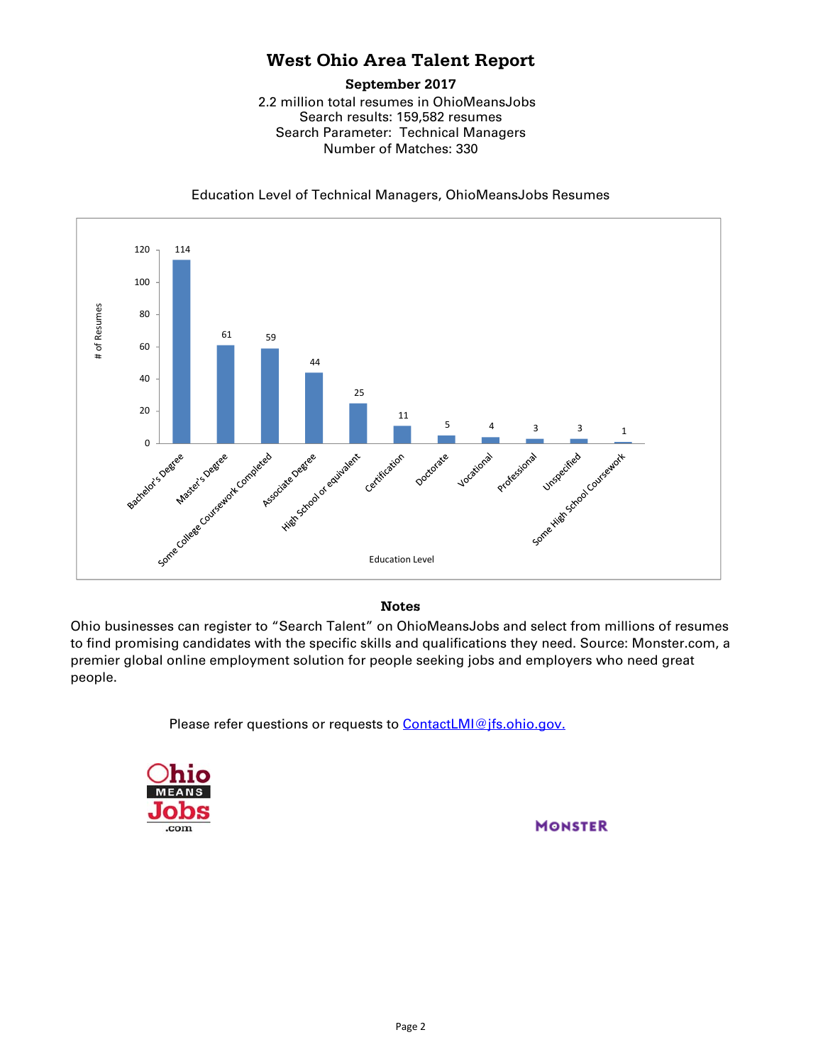# West Ohio Area Talent Report

**September 2017**

2.2 million total resumes in OhioMeansJobs
Search results: 159,582 resumes
Search Parameter: Technical Managers
Number of Matches: 330

Education Level of Technical Managers, OhioMeansJobs Resumes

# of Resumes

120
100
80
60
40
20
0

114
61
59
44
25
11
5
4
3
3
1

Bachelor's Degree
Master's Degree
Some College Coursework Completed
Associate Degree
High School or equivalent
Certification
Doctorate
Vocational
Professional
Unspecified
Some High School Coursework

Education Level

## Notes

Ohio businesses can register to "Search Talent" on OhioMeansJobs and select from millions of resumes to find promising candidates with the specific skills and qualifications they need. Source: Monster.com, a premier global online employment solution for people seeking jobs and employers who need great people.

Please refer questions or requests to ContactLMI@jfs.ohio.gov.

Ohio MEANS Jobs .com

MONSTER